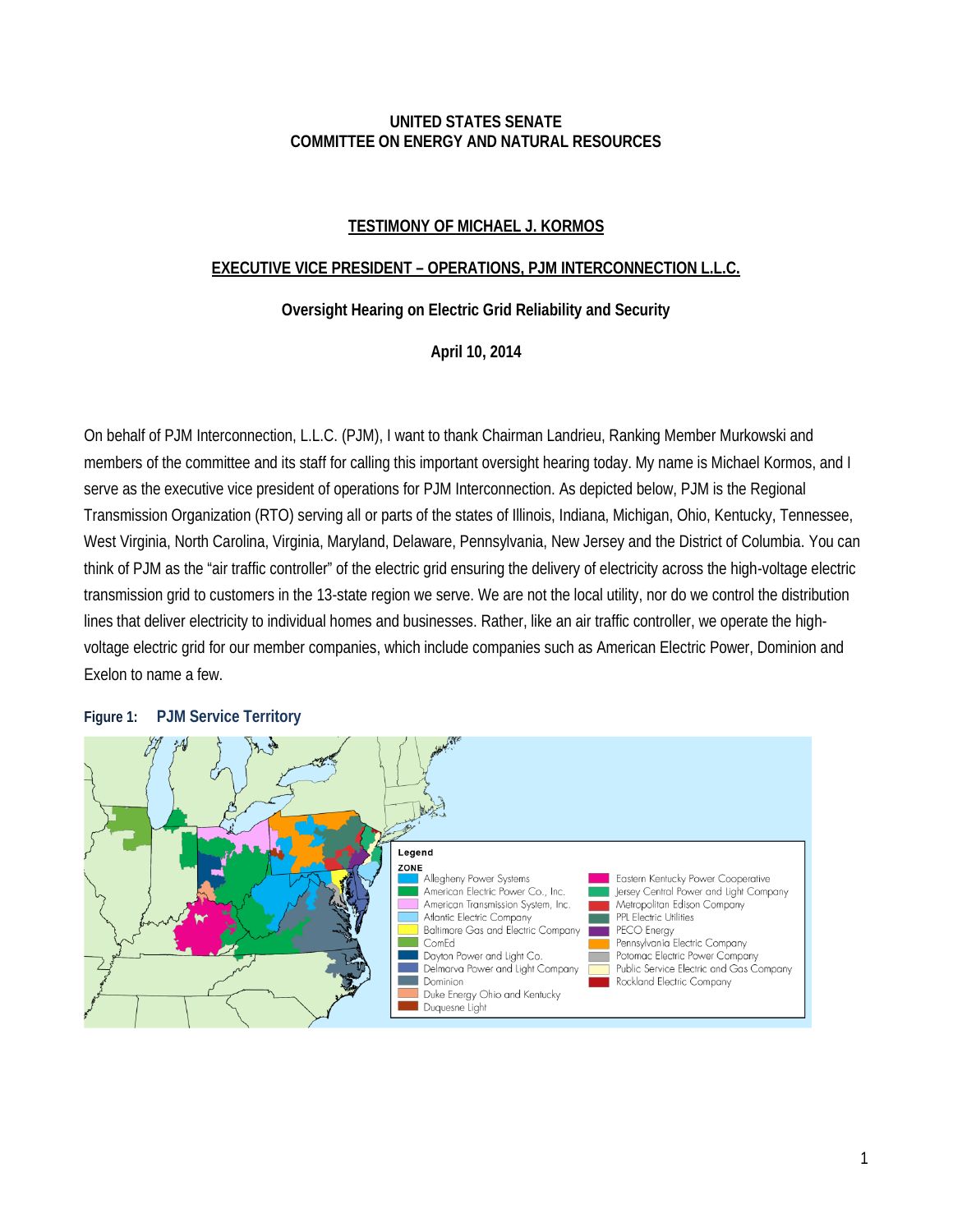**UNITED STATES SENATE**
**COMMITTEE ON ENERGY AND NATURAL RESOURCES**

**TESTIMONY OF MICHAEL J. KORMOS**

**EXECUTIVE VICE PRESIDENT – OPERATIONS, PJM INTERCONNECTION L.L.C.**

**Oversight Hearing on Electric Grid Reliability and Security**

**April 10, 2014**

On behalf of PJM Interconnection, L.L.C. (PJM), I want to thank Chairman Landrieu, Ranking Member Murkowski and members of the committee and its staff for calling this important oversight hearing today. My name is Michael Kormos, and I serve as the executive vice president of operations for PJM Interconnection. As depicted below, PJM is the Regional Transmission Organization (RTO) serving all or parts of the states of Illinois, Indiana, Michigan, Ohio, Kentucky, Tennessee, West Virginia, North Carolina, Virginia, Maryland, Delaware, Pennsylvania, New Jersey and the District of Columbia. You can think of PJM as the "air traffic controller" of the electric grid ensuring the delivery of electricity across the high-voltage electric transmission grid to customers in the 13-state region we serve. We are not the local utility, nor do we control the distribution lines that deliver electricity to individual homes and businesses. Rather, like an air traffic controller, we operate the high-voltage electric grid for our member companies, which include companies such as American Electric Power, Dominion and Exelon to name a few.

**Figure 1: PJM Service Territory**

Legend

ZONE

- Allegheny Power Systems
- American Electric Power Co., Inc.
- American Transmission System, Inc.
- Atlantic Electric Company
- Baltimore Gas and Electric Company
- ComEd
- Dayton Power and Light Co.
- Delmarva Power and Light Company
- Dominion
- Duke Energy Ohio and Kentucky
- Duquesne Light
- Eastern Kentucky Power Cooperative
- Jersey Central Power and Light Company
- Metropolitan Edison Company
- PPL Electric Utilities
- PECO Energy
- Pennsylvania Electric Company
- Potomac Electric Power Company
- Public Service Electric and Gas Company
- Rockland Electric Company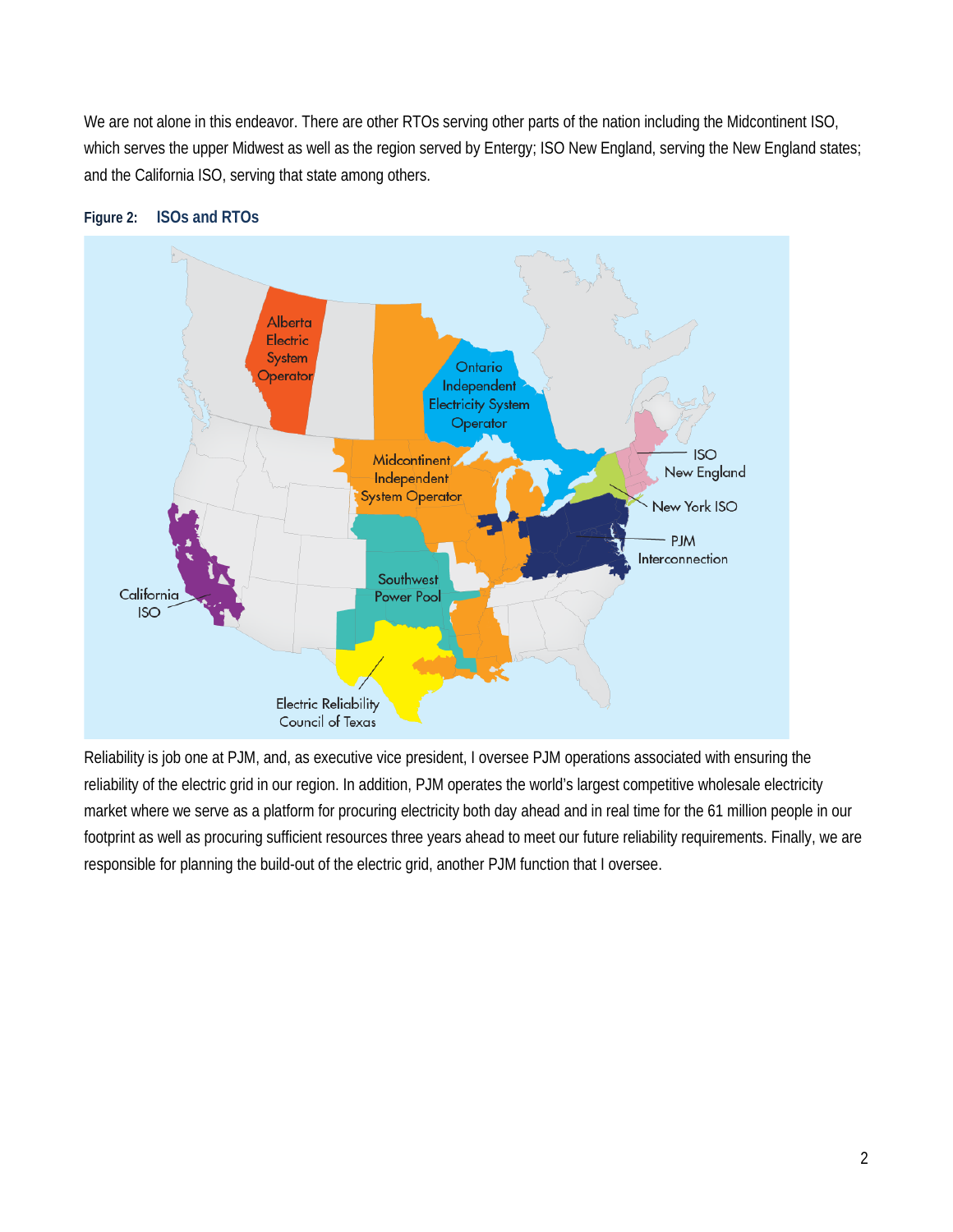We are not alone in this endeavor. There are other RTOs serving other parts of the nation including the Midcontinent ISO, which serves the upper Midwest as well as the region served by Entergy; ISO New England, serving the New England states; and the California ISO, serving that state among others.

**Figure 2: ISOs and RTOs**

Reliability is job one at PJM, and, as executive vice president, I oversee PJM operations associated with ensuring the reliability of the electric grid in our region. In addition, PJM operates the world's largest competitive wholesale electricity market where we serve as a platform for procuring electricity both day ahead and in real time for the 61 million people in our footprint as well as procuring sufficient resources three years ahead to meet our future reliability requirements. Finally, we are responsible for planning the build-out of the electric grid, another PJM function that I oversee.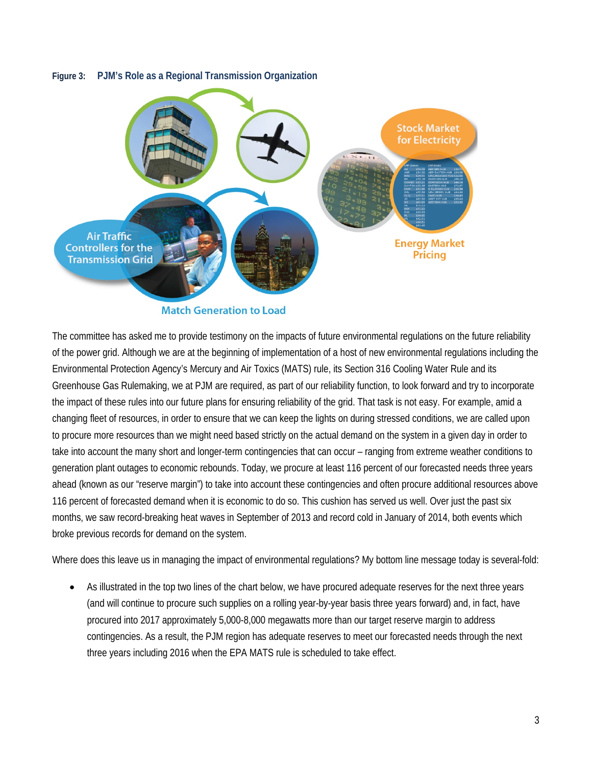**Figure 3: PJM's Role as a Regional Transmission Organization**

The committee has asked me to provide testimony on the impacts of future environmental regulations on the future reliability of the power grid. Although we are at the beginning of implementation of a host of new environmental regulations including the Environmental Protection Agency's Mercury and Air Toxics (MATS) rule, its Section 316 Cooling Water Rule and its Greenhouse Gas Rulemaking, we at PJM are required, as part of our reliability function, to look forward and try to incorporate the impact of these rules into our future plans for ensuring reliability of the grid. That task is not easy. For example, amid a changing fleet of resources, in order to ensure that we can keep the lights on during stressed conditions, we are called upon to procure more resources than we might need based strictly on the actual demand on the system in a given day in order to take into account the many short and longer-term contingencies that can occur – ranging from extreme weather conditions to generation plant outages to economic rebounds. Today, we procure at least 116 percent of our forecasted needs three years ahead (known as our "reserve margin") to take into account these contingencies and often procure additional resources above 116 percent of forecasted demand when it is economic to do so. This cushion has served us well. Over just the past six months, we saw record-breaking heat waves in September of 2013 and record cold in January of 2014, both events which broke previous records for demand on the system.

Where does this leave us in managing the impact of environmental regulations? My bottom line message today is several-fold:

- As illustrated in the top two lines of the chart below, we have procured adequate reserves for the next three years (and will continue to procure such supplies on a rolling year-by-year basis three years forward) and, in fact, have procured into 2017 approximately 5,000-8,000 megawatts more than our target reserve margin to address contingencies. As a result, the PJM region has adequate reserves to meet our forecasted needs through the next three years including 2016 when the EPA MATS rule is scheduled to take effect.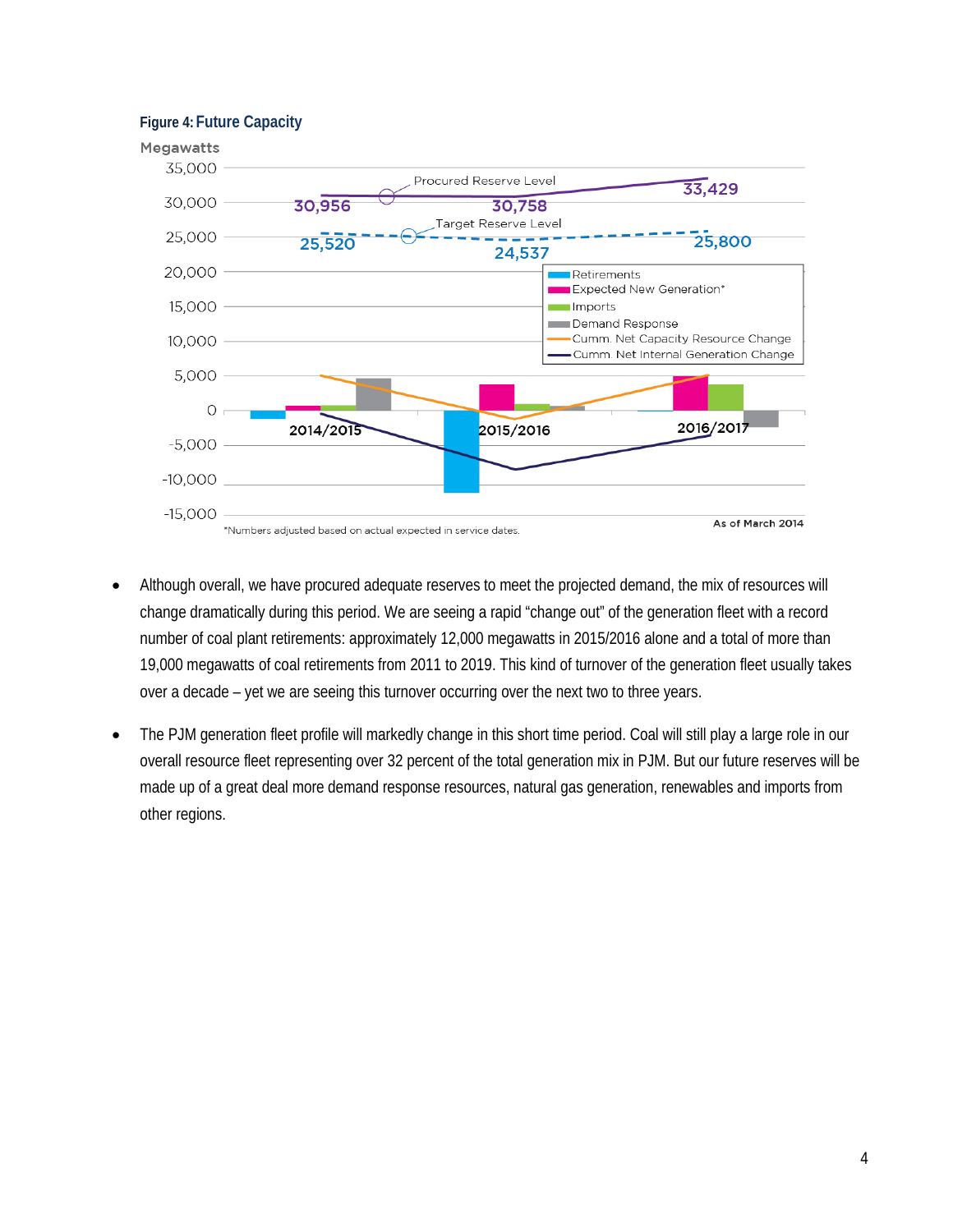**Figure 4: Future Capacity**

- Although overall, we have procured adequate reserves to meet the projected demand, the mix of resources will change dramatically during this period. We are seeing a rapid "change out" of the generation fleet with a record number of coal plant retirements: approximately 12,000 megawatts in 2015/2016 alone and a total of more than 19,000 megawatts of coal retirements from 2011 to 2019. This kind of turnover of the generation fleet usually takes over a decade – yet we are seeing this turnover occurring over the next two to three years.

- The PJM generation fleet profile will markedly change in this short time period. Coal will still play a large role in our overall resource fleet representing over 32 percent of the total generation mix in PJM. But our future reserves will be made up of a great deal more demand response resources, natural gas generation, renewables and imports from other regions.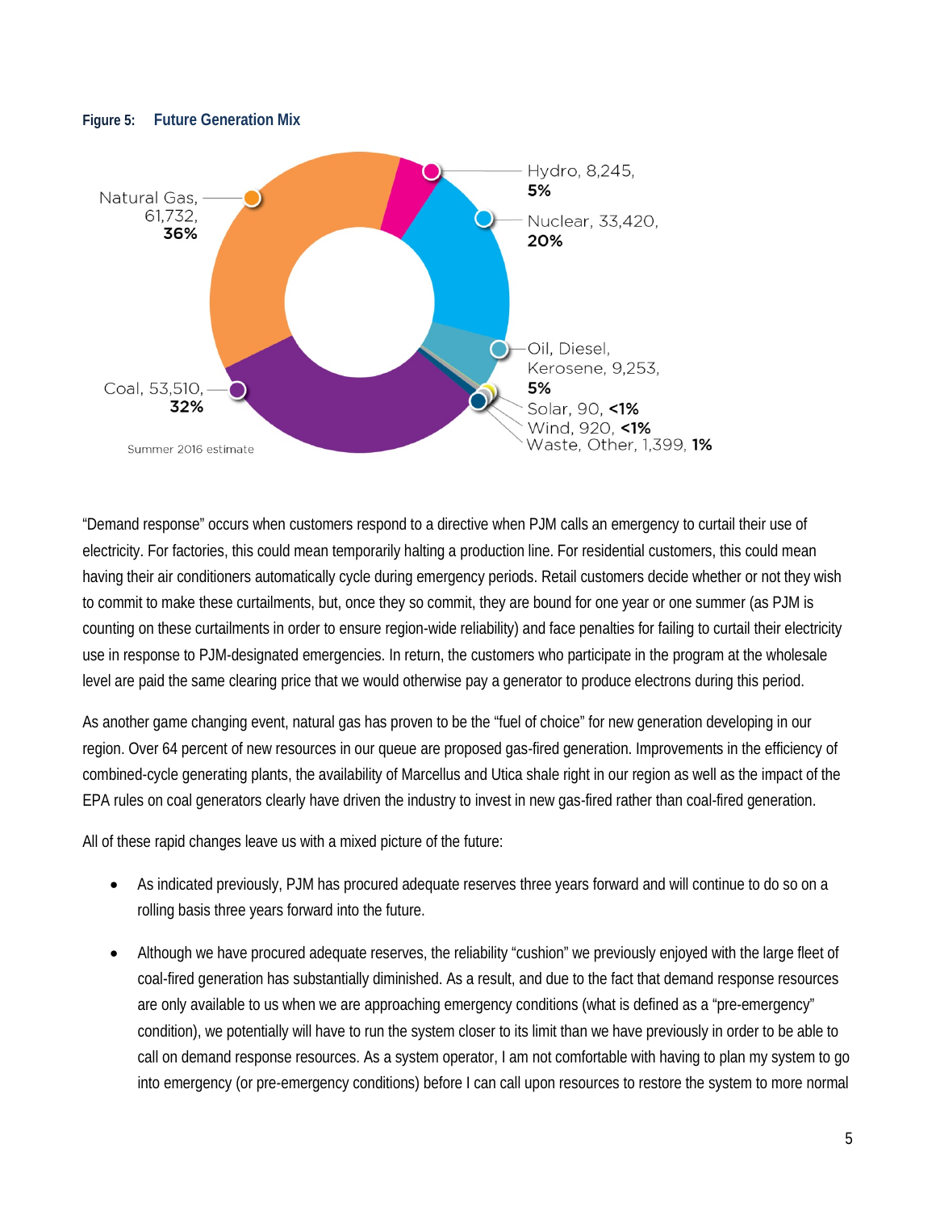**Figure 5: Future Generation Mix**

Natural Gas, 61,732, **36%**

Hydro, 8,245, **5%**

Nuclear, 33,420, **20%**

Oil, Diesel, Kerosene, 9,253, **5%**

Solar, 90, **<1%**

Wind, 920, **<1%**

Waste, Other, 1,399, **1%**

Coal, 53,510, **32%**

Summer 2016 estimate

"Demand response" occurs when customers respond to a directive when PJM calls an emergency to curtail their use of electricity. For factories, this could mean temporarily halting a production line. For residential customers, this could mean having their air conditioners automatically cycle during emergency periods. Retail customers decide whether or not they wish to commit to make these curtailments, but, once they so commit, they are bound for one year or one summer (as PJM is counting on these curtailments in order to ensure region-wide reliability) and face penalties for failing to curtail their electricity use in response to PJM-designated emergencies. In return, the customers who participate in the program at the wholesale level are paid the same clearing price that we would otherwise pay a generator to produce electrons during this period.

As another game changing event, natural gas has proven to be the "fuel of choice" for new generation developing in our region. Over 64 percent of new resources in our queue are proposed gas-fired generation. Improvements in the efficiency of combined-cycle generating plants, the availability of Marcellus and Utica shale right in our region as well as the impact of the EPA rules on coal generators clearly have driven the industry to invest in new gas-fired rather than coal-fired generation.

All of these rapid changes leave us with a mixed picture of the future:

- As indicated previously, PJM has procured adequate reserves three years forward and will continue to do so on a rolling basis three years forward into the future.
- Although we have procured adequate reserves, the reliability "cushion" we previously enjoyed with the large fleet of coal-fired generation has substantially diminished. As a result, and due to the fact that demand response resources are only available to us when we are approaching emergency conditions (what is defined as a "pre-emergency" condition), we potentially will have to run the system closer to its limit than we have previously in order to be able to call on demand response resources. As a system operator, I am not comfortable with having to plan my system to go into emergency (or pre-emergency conditions) before I can call upon resources to restore the system to more normal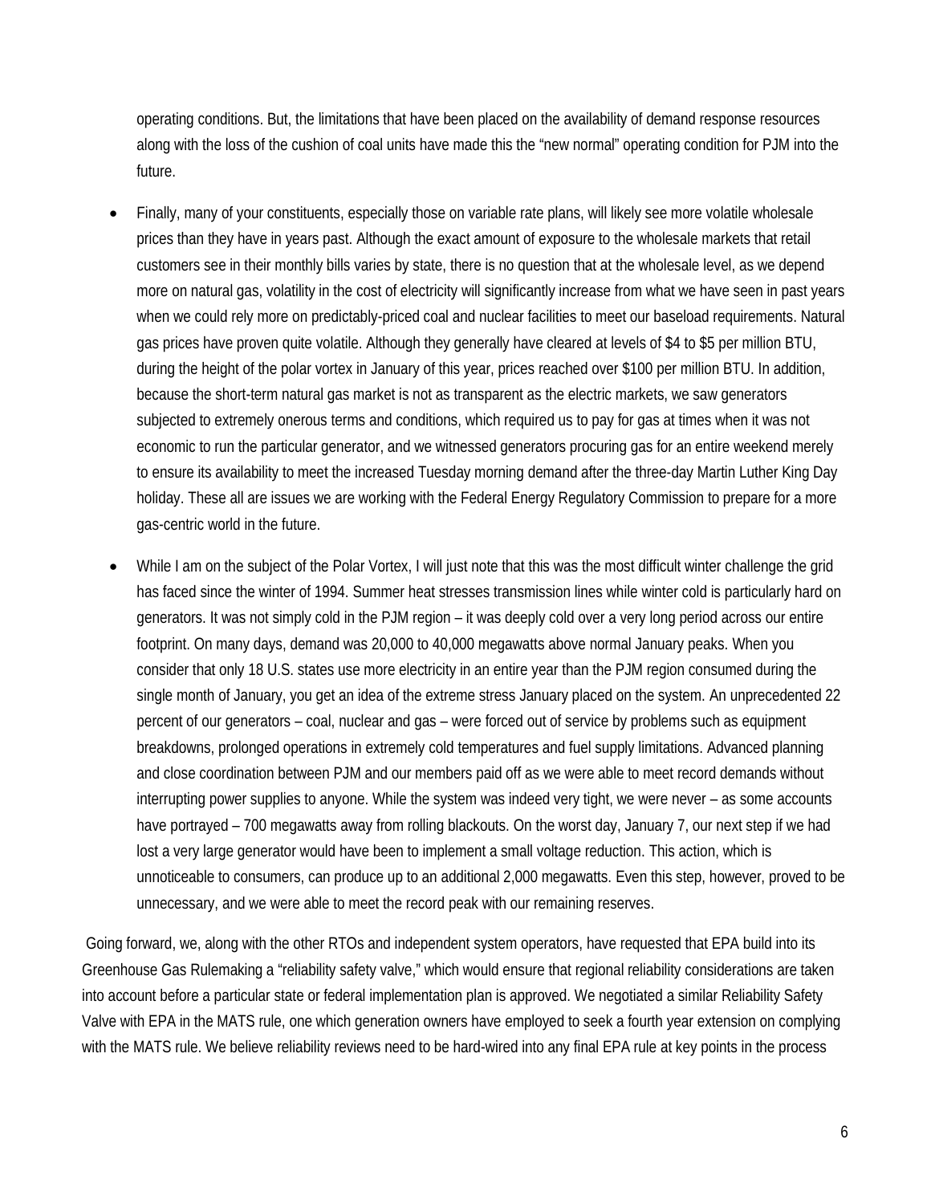operating conditions. But, the limitations that have been placed on the availability of demand response resources along with the loss of the cushion of coal units have made this the "new normal" operating condition for PJM into the future.

- Finally, many of your constituents, especially those on variable rate plans, will likely see more volatile wholesale prices than they have in years past. Although the exact amount of exposure to the wholesale markets that retail customers see in their monthly bills varies by state, there is no question that at the wholesale level, as we depend more on natural gas, volatility in the cost of electricity will significantly increase from what we have seen in past years when we could rely more on predictably-priced coal and nuclear facilities to meet our baseload requirements. Natural gas prices have proven quite volatile. Although they generally have cleared at levels of $4 to $5 per million BTU, during the height of the polar vortex in January of this year, prices reached over $100 per million BTU. In addition, because the short-term natural gas market is not as transparent as the electric markets, we saw generators subjected to extremely onerous terms and conditions, which required us to pay for gas at times when it was not economic to run the particular generator, and we witnessed generators procuring gas for an entire weekend merely to ensure its availability to meet the increased Tuesday morning demand after the three-day Martin Luther King Day holiday. These all are issues we are working with the Federal Energy Regulatory Commission to prepare for a more gas-centric world in the future.

- While I am on the subject of the Polar Vortex, I will just note that this was the most difficult winter challenge the grid has faced since the winter of 1994. Summer heat stresses transmission lines while winter cold is particularly hard on generators. It was not simply cold in the PJM region – it was deeply cold over a very long period across our entire footprint. On many days, demand was 20,000 to 40,000 megawatts above normal January peaks. When you consider that only 18 U.S. states use more electricity in an entire year than the PJM region consumed during the single month of January, you get an idea of the extreme stress January placed on the system. An unprecedented 22 percent of our generators – coal, nuclear and gas – were forced out of service by problems such as equipment breakdowns, prolonged operations in extremely cold temperatures and fuel supply limitations. Advanced planning and close coordination between PJM and our members paid off as we were able to meet record demands without interrupting power supplies to anyone. While the system was indeed very tight, we were never – as some accounts have portrayed – 700 megawatts away from rolling blackouts. On the worst day, January 7, our next step if we had lost a very large generator would have been to implement a small voltage reduction. This action, which is unnoticeable to consumers, can produce up to an additional 2,000 megawatts. Even this step, however, proved to be unnecessary, and we were able to meet the record peak with our remaining reserves.

Going forward, we, along with the other RTOs and independent system operators, have requested that EPA build into its Greenhouse Gas Rulemaking a "reliability safety valve," which would ensure that regional reliability considerations are taken into account before a particular state or federal implementation plan is approved. We negotiated a similar Reliability Safety Valve with EPA in the MATS rule, one which generation owners have employed to seek a fourth year extension on complying with the MATS rule. We believe reliability reviews need to be hard-wired into any final EPA rule at key points in the process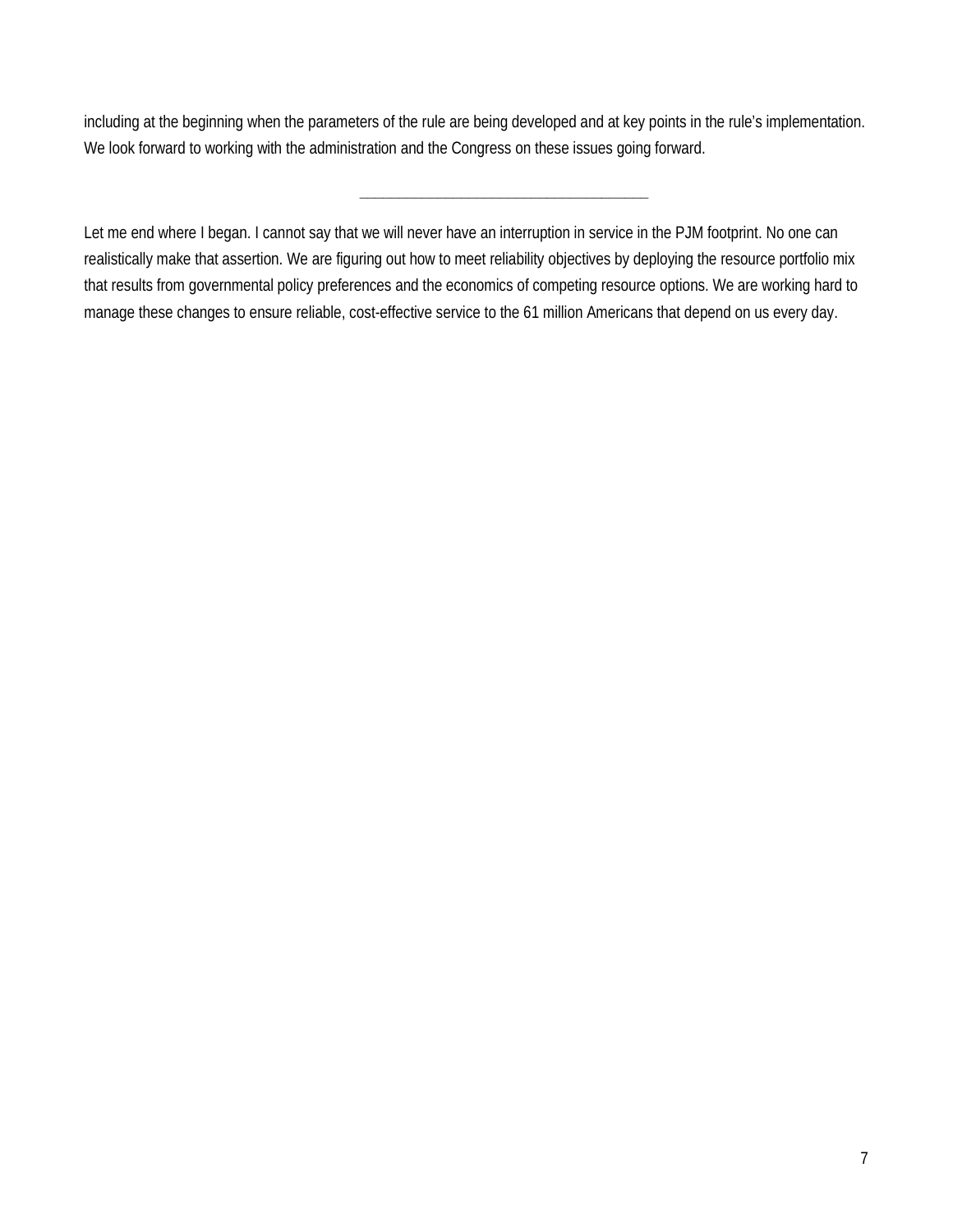including at the beginning when the parameters of the rule are being developed and at key points in the rule's implementation. We look forward to working with the administration and the Congress on these issues going forward.

---

Let me end where I began. I cannot say that we will never have an interruption in service in the PJM footprint. No one can realistically make that assertion. We are figuring out how to meet reliability objectives by deploying the resource portfolio mix that results from governmental policy preferences and the economics of competing resource options. We are working hard to manage these changes to ensure reliable, cost-effective service to the 61 million Americans that depend on us every day.